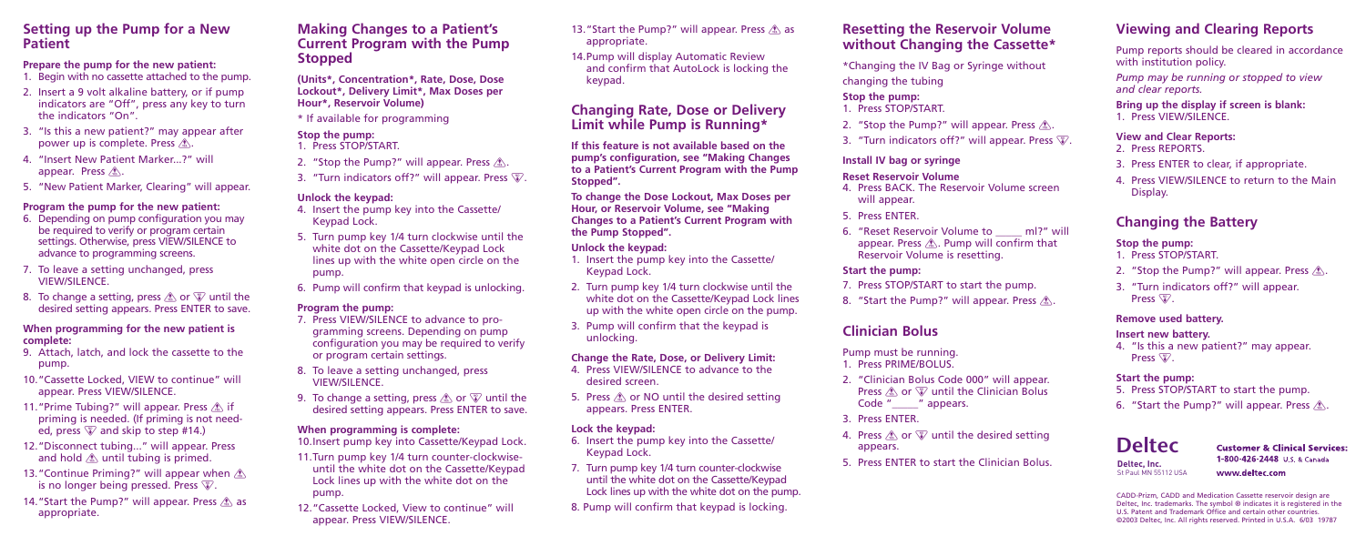## Setting up the Pump for a New Patient

**Prepare the pump for the new patient:**

1. Begin with no cassette attached to the pump.
2. Insert a 9 volt alkaline battery, or if pump indicators are "Off", press any key to turn the indicators "On".
3. "Is this a new patient?" may appear after power up is complete. Press ⚠.
4. "Insert New Patient Marker...?" will appear. Press ⚠.
5. "New Patient Marker, Clearing" will appear.

**Program the pump for the new patient:**

6. Depending on pump configuration you may be required to verify or program certain settings. Otherwise, press VIEW/SILENCE to advance to programming screens.
7. To leave a setting unchanged, press VIEW/SILENCE.
8. To change a setting, press ⚠ or ▽ until the desired setting appears. Press ENTER to save.

**When programming for the new patient is complete:**

9. Attach, latch, and lock the cassette to the pump.
10. "Cassette Locked, VIEW to continue" will appear. Press VIEW/SILENCE.
11. "Prime Tubing?" will appear. Press ⚠ if priming is needed. (If priming is not needed, press ▽ and skip to step #14.)
12. "Disconnect tubing..." will appear. Press and hold ⚠ until tubing is primed.
13. "Continue Priming?" will appear when ⚠ is no longer being pressed. Press ▽.
14. "Start the Pump?" will appear. Press ⚠ as appropriate.

## Making Changes to a Patient's Current Program with the Pump Stopped

**(Units\*, Concentration\*, Rate, Dose, Dose Lockout\*, Delivery Limit\*, Max Doses per Hour\*, Reservoir Volume)**

\* If available for programming

**Stop the pump:**

1. Press STOP/START.
2. "Stop the Pump?" will appear. Press ⚠.
3. "Turn indicators off?" will appear. Press ▽.

**Unlock the keypad:**

4. Insert the pump key into the Cassette/ Keypad Lock.
5. Turn pump key 1/4 turn clockwise until the white dot on the Cassette/Keypad Lock lines up with the white open circle on the pump.
6. Pump will confirm that keypad is unlocking.

**Program the pump:**

7. Press VIEW/SILENCE to advance to programming screens. Depending on pump configuration you may be required to verify or program certain settings.
8. To leave a setting unchanged, press VIEW/SILENCE.
9. To change a setting, press ⚠ or ▽ until the desired setting appears. Press ENTER to save.

**When programming is complete:**

10. Insert pump key into Cassette/Keypad Lock.
11. Turn pump key 1/4 turn counter-clockwise until the white dot on the Cassette/Keypad Lock lines up with the white dot on the pump.
12. "Cassette Locked, View to continue" will appear. Press VIEW/SILENCE.
13. "Start the Pump?" will appear. Press ⚠ as appropriate.
14. Pump will display Automatic Review and confirm that AutoLock is locking the keypad.

## Changing Rate, Dose or Delivery Limit while Pump is Running\*

**If this feature is not available based on the pump's configuration, see "Making Changes to a Patient's Current Program with the Pump Stopped".**

**To change the Dose Lockout, Max Doses per Hour, or Reservoir Volume, see "Making Changes to a Patient's Current Program with the Pump Stopped".**

**Unlock the keypad:**

1. Insert the pump key into the Cassette/ Keypad Lock.
2. Turn pump key 1/4 turn clockwise until the white dot on the Cassette/Keypad Lock lines up with the white open circle on the pump.
3. Pump will confirm that the keypad is unlocking.

**Change the Rate, Dose, or Delivery Limit:**

4. Press VIEW/SILENCE to advance to the desired screen.
5. Press ⚠ or NO until the desired setting appears. Press ENTER.

**Lock the keypad:**

6. Insert the pump key into the Cassette/ Keypad Lock.
7. Turn pump key 1/4 turn counter-clockwise until the white dot on the Cassette/Keypad Lock lines up with the white dot on the pump.
8. Pump will confirm that keypad is locking.

## Resetting the Reservoir Volume without Changing the Cassette\*

\*Changing the IV Bag or Syringe without changing the tubing

**Stop the pump:**

1. Press STOP/START.
2. "Stop the Pump?" will appear. Press ⚠.
3. "Turn indicators off?" will appear. Press ▽.

**Install IV bag or syringe**

**Reset Reservoir Volume**

4. Press BACK. The Reservoir Volume screen will appear.
5. Press ENTER.
6. "Reset Reservoir Volume to _____ ml?" will appear. Press ⚠. Pump will confirm that Reservoir Volume is resetting.

**Start the pump:**

7. Press STOP/START to start the pump.
8. "Start the Pump?" will appear. Press ⚠.

## Clinician Bolus

Pump must be running.

1. Press PRIME/BOLUS.
2. "Clinician Bolus Code 000" will appear. Press ⚠ or ▽ until the Clinician Bolus Code "_____" appears.
3. Press ENTER.
4. Press ⚠ or ▽ until the desired setting appears.
5. Press ENTER to start the Clinician Bolus.

## Viewing and Clearing Reports

Pump reports should be cleared in accordance with institution policy.

*Pump may be running or stopped to view and clear reports.*

**Bring up the display if screen is blank:**

1. Press VIEW/SILENCE.

**View and Clear Reports:**

2. Press REPORTS.
3. Press ENTER to clear, if appropriate.
4. Press VIEW/SILENCE to return to the Main Display.

## Changing the Battery

**Stop the pump:**

1. Press STOP/START.
2. "Stop the Pump?" will appear. Press ⚠.
3. "Turn indicators off?" will appear. Press ▽.

**Remove used battery.**

**Insert new battery.**

4. "Is this a new patient?" may appear. Press ▽.

**Start the pump:**

5. Press STOP/START to start the pump.
6. "Start the Pump?" will appear. Press ⚠.

**Deltec**

Deltec, Inc.
St Paul MN 55112 USA

**Customer & Clinical Services:**
1-800-426-2448 U.S. & Canada
www.deltec.com

CADD-Prizm, CADD and Medication Cassette reservoir design are Deltec, Inc. trademarks. The symbol ® indicates it is registered in the U.S. Patent and Trademark Office and certain other countries. ©2003 Deltec, Inc. All rights reserved. Printed in U.S.A. 6/03 19787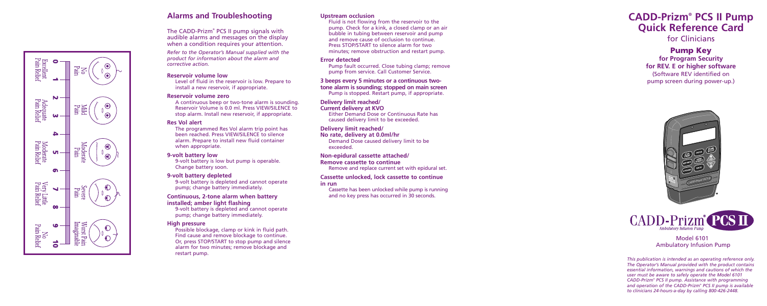0 1 2 3 4 5 6 7 8 9 10

No Pain | Mild Pain | Moderate Pain | Severe Pain | Worst Pain Imaginable

Excellent Pain Relief | Adequate Pain Relief | Moderate Pain Relief | Very Little Pain Relief | No Pain Relief

## Alarms and Troubleshooting

The CADD-Prizm® PCS II pump signals with audible alarms and messages on the display when a condition requires your attention.

*Refer to the Operator's Manual supplied with the product for information about the alarm and corrective action.*

**Reservoir volume low**
Level of fluid in the reservoir is low. Prepare to install a new reservoir, if appropriate.

**Reservoir volume zero**
A continuous beep or two-tone alarm is sounding. Reservoir Volume is 0.0 ml. Press VIEW/SILENCE to stop alarm. Install new reservoir, if appropriate.

**Res Vol alert**
The programmed Res Vol alarm trip point has been reached. Press VIEW/SILENCE to silence alarm. Prepare to install new fluid container when appropriate.

**9-volt battery low**
9-volt battery is low but pump is operable. Change battery soon.

**9-volt battery depleted**
9-volt battery is depleted and cannot operate pump; change battery immediately.

**Continuous, 2-tone alarm when battery installed; amber light flashing**
9-volt battery is depleted and cannot operate pump; change battery immediately.

**High pressure**
Possible blockage, clamp or kink in fluid path. Find cause and remove blockage to continue. Or, press STOP/START to stop pump and silence alarm for two minutes; remove blockage and restart pump.

**Upstream occlusion**
Fluid is not flowing from the reservoir to the pump. Check for a kink, a closed clamp or an air bubble in tubing between reservoir and pump and remove cause of occlusion to continue. Press STOP/START to silence alarm for two minutes; remove obstruction and restart pump.

**Error detected**
Pump fault occurred. Close tubing clamp; remove pump from service. Call Customer Service.

**3 beeps every 5 minutes or a continuous two-tone alarm is sounding; stopped on main screen**
Pump is stopped. Restart pump, if appropriate.

**Delivery limit reached/ Current delivery at KVO**
Either Demand Dose or Continuous Rate has caused delivery limit to be exceeded.

**Delivery limit reached/ No rate, delivery at 0.0ml/hr**
Demand Dose caused delivery limit to be exceeded.

**Non-epidural cassette attached/ Remove cassette to continue**
Remove and replace current set with epidural set.

**Cassette unlocked, lock cassette to continue in run**
Cassette has been unlocked while pump is running and no key press has occurred in 30 seconds.

# CADD-Prizm® PCS II Pump Quick Reference Card

for Clinicians

**Pump Key**
**for Program Security**
**for REV. E or higher software**
(Software REV identified on pump screen during power-up.)

CADD-Prizm® PCS II
Ambulatory Infusion Pump

Model 6101
Ambulatory Infusion Pump

*This publication is intended as an operating reference only. The Operator's Manual provided with the product contains essential information, warnings and cautions of which the user must be aware to safely operate the Model 6101 CADD-Prizm® PCS II pump. Assistance with programming and operation of the CADD-Prizm® PCS II pump is available to clinicians 24-hours-a-day by calling 800-426-2448.*